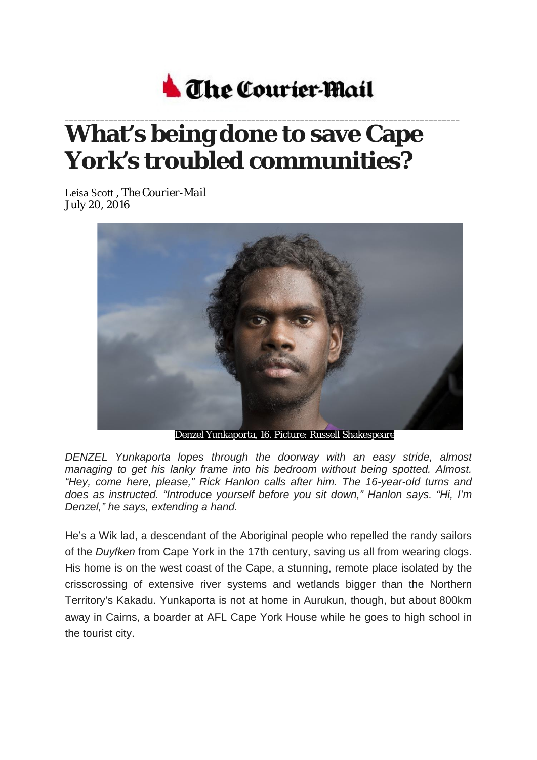The Courier-Mail

# What's being done to save Cape York's troubled communities?

Leisa Scott , The Courier-Mail
July 20, 2016

Denzel Yunkaporta, 16. Picture: Russell Shakespeare

*DENZEL Yunkaporta lopes through the doorway with an easy stride, almost managing to get his lanky frame into his bedroom without being spotted. Almost. "Hey, come here, please," Rick Hanlon calls after him. The 16-year-old turns and does as instructed. "Introduce yourself before you sit down," Hanlon says. "Hi, I'm Denzel," he says, extending a hand.*

He's a Wik lad, a descendant of the Aboriginal people who repelled the randy sailors of the *Duyfken* from Cape York in the 17th century, saving us all from wearing clogs. His home is on the west coast of the Cape, a stunning, remote place isolated by the crisscrossing of extensive river systems and wetlands bigger than the Northern Territory's Kakadu. Yunkaporta is not at home in Aurukun, though, but about 800km away in Cairns, a boarder at AFL Cape York House while he goes to high school in the tourist city.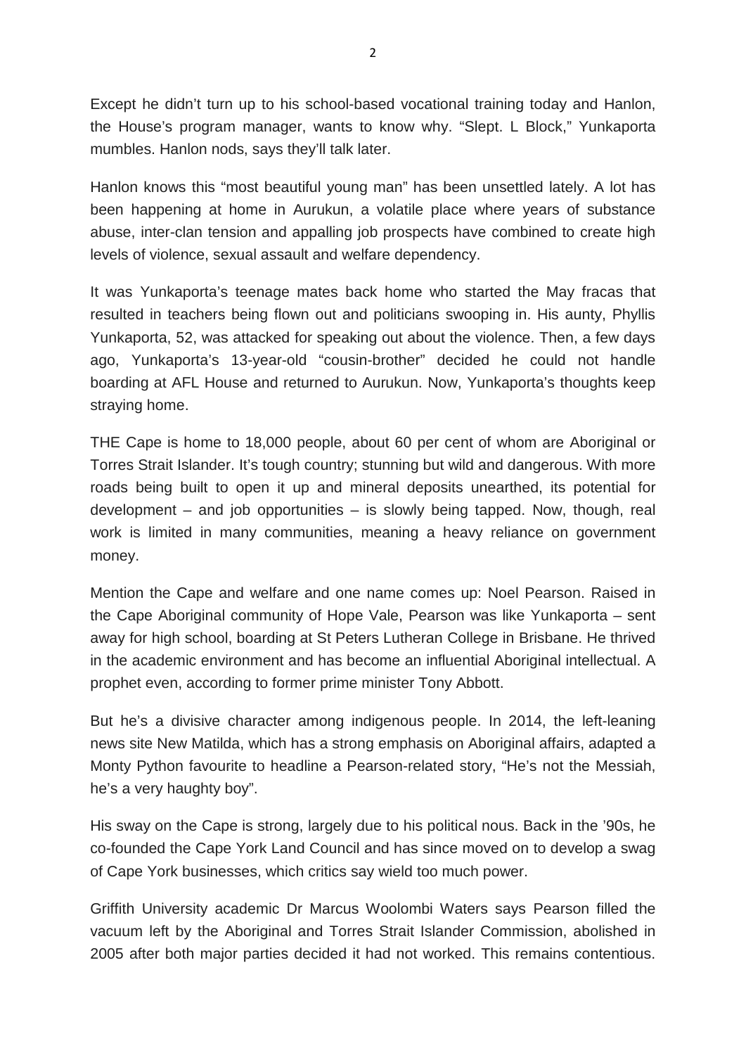Except he didn't turn up to his school-based vocational training today and Hanlon, the House's program manager, wants to know why. "Slept. L Block," Yunkaporta mumbles. Hanlon nods, says they'll talk later.

Hanlon knows this "most beautiful young man" has been unsettled lately. A lot has been happening at home in Aurukun, a volatile place where years of substance abuse, inter-clan tension and appalling job prospects have combined to create high levels of violence, sexual assault and welfare dependency.

It was Yunkaporta's teenage mates back home who started the May fracas that resulted in teachers being flown out and politicians swooping in. His aunty, Phyllis Yunkaporta, 52, was attacked for speaking out about the violence. Then, a few days ago, Yunkaporta's 13-year-old "cousin-brother" decided he could not handle boarding at AFL House and returned to Aurukun. Now, Yunkaporta's thoughts keep straying home.

THE Cape is home to 18,000 people, about 60 per cent of whom are Aboriginal or Torres Strait Islander. It's tough country; stunning but wild and dangerous. With more roads being built to open it up and mineral deposits unearthed, its potential for development – and job opportunities – is slowly being tapped. Now, though, real work is limited in many communities, meaning a heavy reliance on government money.

Mention the Cape and welfare and one name comes up: Noel Pearson. Raised in the Cape Aboriginal community of Hope Vale, Pearson was like Yunkaporta – sent away for high school, boarding at St Peters Lutheran College in Brisbane. He thrived in the academic environment and has become an influential Aboriginal intellectual. A prophet even, according to former prime minister Tony Abbott.

But he's a divisive character among indigenous people. In 2014, the left-leaning news site New Matilda, which has a strong emphasis on Aboriginal affairs, adapted a Monty Python favourite to headline a Pearson-related story, "He's not the Messiah, he's a very haughty boy".

His sway on the Cape is strong, largely due to his political nous. Back in the '90s, he co-founded the Cape York Land Council and has since moved on to develop a swag of Cape York businesses, which critics say wield too much power.

Griffith University academic Dr Marcus Woolombi Waters says Pearson filled the vacuum left by the Aboriginal and Torres Strait Islander Commission, abolished in 2005 after both major parties decided it had not worked. This remains contentious.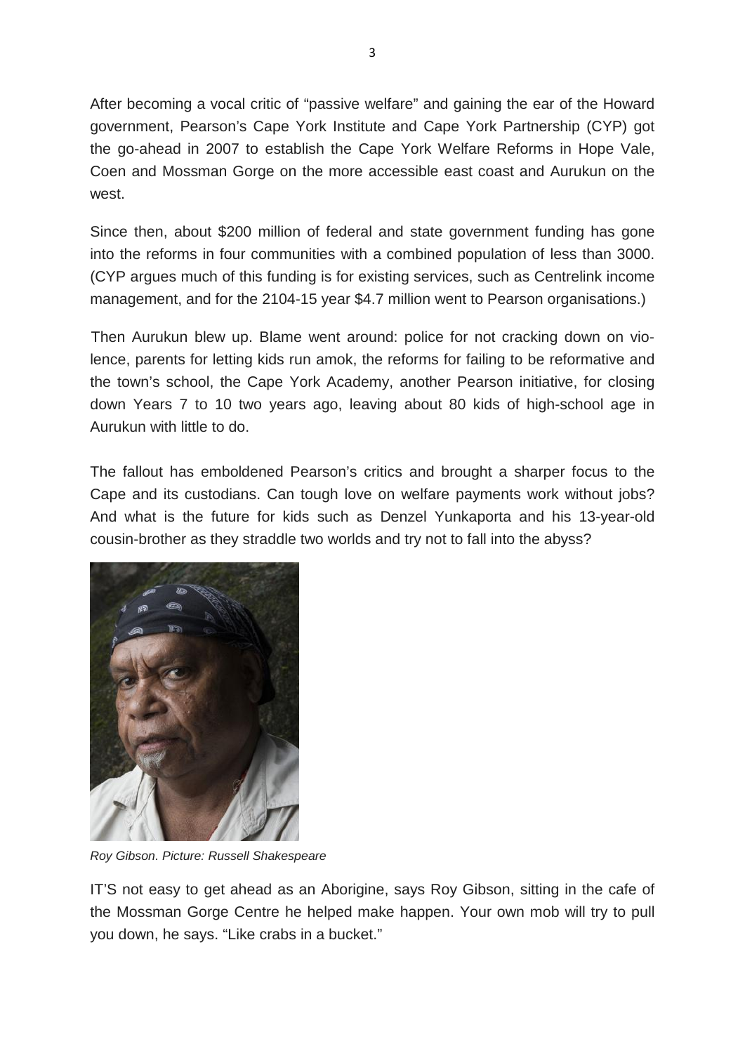After becoming a vocal critic of "passive welfare" and gaining the ear of the Howard government, Pearson's Cape York Institute and Cape York Partnership (CYP) got the go-ahead in 2007 to establish the Cape York Welfare Reforms in Hope Vale, Coen and Mossman Gorge on the more accessible east coast and Aurukun on the west.

Since then, about $200 million of federal and state government funding has gone into the reforms in four communities with a combined population of less than 3000. (CYP argues much of this funding is for existing services, such as Centrelink income management, and for the 2104-15 year $4.7 million went to Pearson organisations.)

Then Aurukun blew up. Blame went around: police for not cracking down on violence, parents for letting kids run amok, the reforms for failing to be reformative and the town's school, the Cape York Academy, another Pearson initiative, for closing down Years 7 to 10 two years ago, leaving about 80 kids of high-school age in Aurukun with little to do.

The fallout has emboldened Pearson's critics and brought a sharper focus to the Cape and its custodians. Can tough love on welfare payments work without jobs? And what is the future for kids such as Denzel Yunkaporta and his 13-year-old cousin-brother as they straddle two worlds and try not to fall into the abyss?

*Roy Gibson. Picture: Russell Shakespeare*

IT'S not easy to get ahead as an Aborigine, says Roy Gibson, sitting in the cafe of the Mossman Gorge Centre he helped make happen. Your own mob will try to pull you down, he says. "Like crabs in a bucket."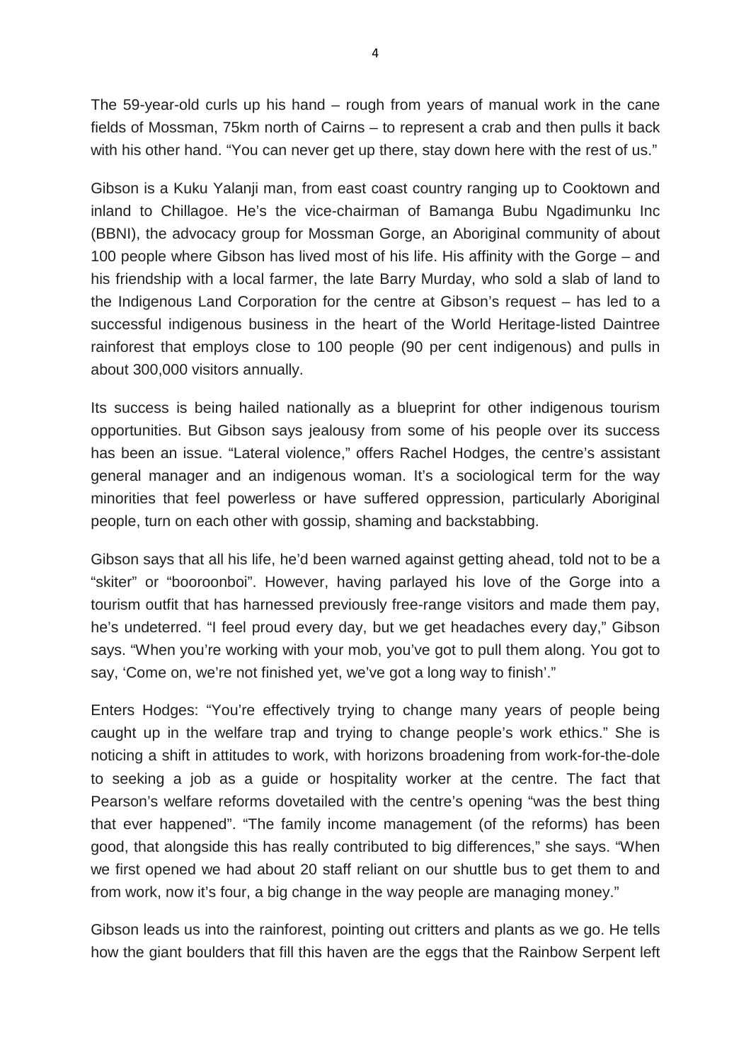The 59-year-old curls up his hand – rough from years of manual work in the cane fields of Mossman, 75km north of Cairns – to represent a crab and then pulls it back with his other hand. "You can never get up there, stay down here with the rest of us."

Gibson is a Kuku Yalanji man, from east coast country ranging up to Cooktown and inland to Chillagoe. He's the vice-chairman of Bamanga Bubu Ngadimunku Inc (BBNI), the advocacy group for Mossman Gorge, an Aboriginal community of about 100 people where Gibson has lived most of his life. His affinity with the Gorge – and his friendship with a local farmer, the late Barry Murday, who sold a slab of land to the Indigenous Land Corporation for the centre at Gibson's request – has led to a successful indigenous business in the heart of the World Heritage-listed Daintree rainforest that employs close to 100 people (90 per cent indigenous) and pulls in about 300,000 visitors annually.

Its success is being hailed nationally as a blueprint for other indigenous tourism opportunities. But Gibson says jealousy from some of his people over its success has been an issue. "Lateral violence," offers Rachel Hodges, the centre's assistant general manager and an indigenous woman. It's a sociological term for the way minorities that feel powerless or have suffered oppression, particularly Aboriginal people, turn on each other with gossip, shaming and backstabbing.

Gibson says that all his life, he'd been warned against getting ahead, told not to be a "skiter" or "booroonboi". However, having parlayed his love of the Gorge into a tourism outfit that has harnessed previously free-range visitors and made them pay, he's undeterred. "I feel proud every day, but we get headaches every day," Gibson says. "When you're working with your mob, you've got to pull them along. You got to say, 'Come on, we're not finished yet, we've got a long way to finish'."

Enters Hodges: "You're effectively trying to change many years of people being caught up in the welfare trap and trying to change people's work ethics." She is noticing a shift in attitudes to work, with horizons broadening from work-for-the-dole to seeking a job as a guide or hospitality worker at the centre. The fact that Pearson's welfare reforms dovetailed with the centre's opening "was the best thing that ever happened". "The family income management (of the reforms) has been good, that alongside this has really contributed to big differences," she says. "When we first opened we had about 20 staff reliant on our shuttle bus to get them to and from work, now it's four, a big change in the way people are managing money."

Gibson leads us into the rainforest, pointing out critters and plants as we go. He tells how the giant boulders that fill this haven are the eggs that the Rainbow Serpent left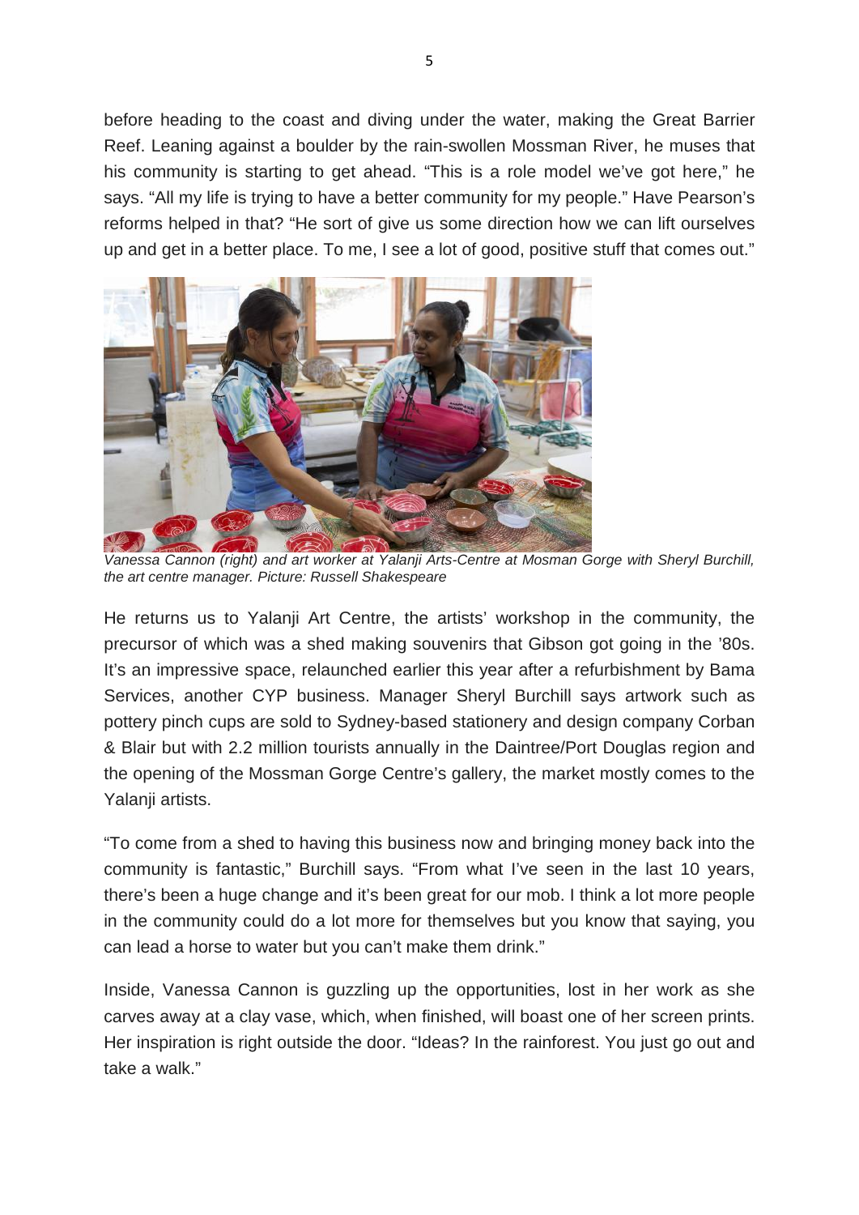before heading to the coast and diving under the water, making the Great Barrier Reef. Leaning against a boulder by the rain-swollen Mossman River, he muses that his community is starting to get ahead. "This is a role model we've got here," he says. "All my life is trying to have a better community for my people." Have Pearson's reforms helped in that? "He sort of give us some direction how we can lift ourselves up and get in a better place. To me, I see a lot of good, positive stuff that comes out."

*Vanessa Cannon (right) and art worker at Yalanji Arts-Centre at Mosman Gorge with Sheryl Burchill, the art centre manager. Picture: Russell Shakespeare*

He returns us to Yalanji Art Centre, the artists' workshop in the community, the precursor of which was a shed making souvenirs that Gibson got going in the '80s. It's an impressive space, relaunched earlier this year after a refurbishment by Bama Services, another CYP business. Manager Sheryl Burchill says artwork such as pottery pinch cups are sold to Sydney-based stationery and design company Corban & Blair but with 2.2 million tourists annually in the Daintree/Port Douglas region and the opening of the Mossman Gorge Centre's gallery, the market mostly comes to the Yalanji artists.

"To come from a shed to having this business now and bringing money back into the community is fantastic," Burchill says. "From what I've seen in the last 10 years, there's been a huge change and it's been great for our mob. I think a lot more people in the community could do a lot more for themselves but you know that saying, you can lead a horse to water but you can't make them drink."

Inside, Vanessa Cannon is guzzling up the opportunities, lost in her work as she carves away at a clay vase, which, when finished, will boast one of her screen prints. Her inspiration is right outside the door. "Ideas? In the rainforest. You just go out and take a walk."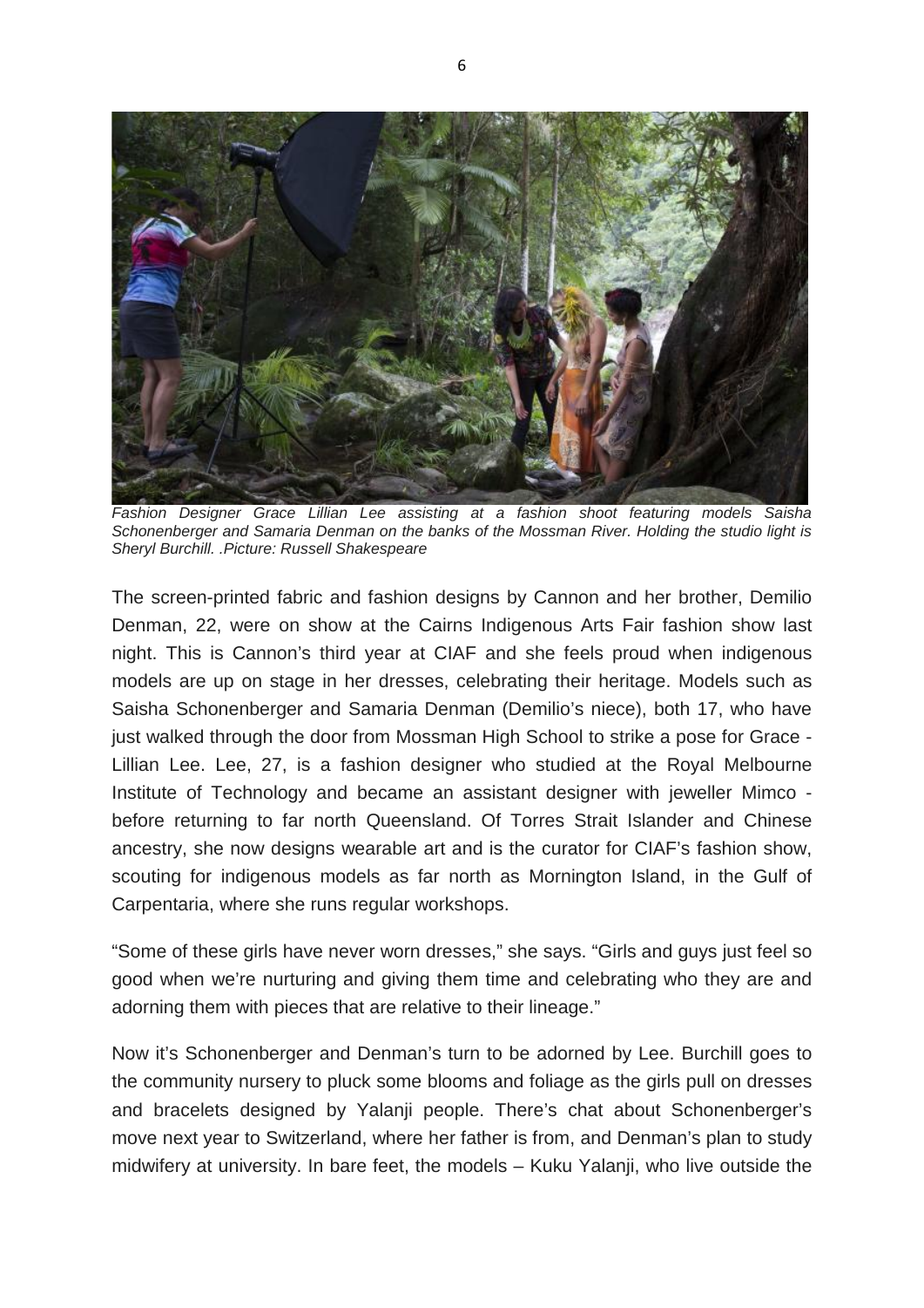*Fashion Designer Grace Lillian Lee assisting at a fashion shoot featuring models Saisha Schonenberger and Samaria Denman on the banks of the Mossman River. Holding the studio light is Sheryl Burchill. .Picture: Russell Shakespeare*

The screen-printed fabric and fashion designs by Cannon and her brother, Demilio Denman, 22, were on show at the Cairns Indigenous Arts Fair fashion show last night. This is Cannon's third year at CIAF and she feels proud when indigenous models are up on stage in her dresses, celebrating their heritage. Models such as Saisha Schonenberger and Samaria Denman (Demilio's niece), both 17, who have just walked through the door from Mossman High School to strike a pose for Grace - Lillian Lee. Lee, 27, is a fashion designer who studied at the Royal Melbourne Institute of Technology and became an assistant designer with jeweller Mimco - before returning to far north Queensland. Of Torres Strait Islander and Chinese ancestry, she now designs wearable art and is the curator for CIAF's fashion show, scouting for indigenous models as far north as Mornington Island, in the Gulf of Carpentaria, where she runs regular workshops.

"Some of these girls have never worn dresses," she says. "Girls and guys just feel so good when we're nurturing and giving them time and celebrating who they are and adorning them with pieces that are relative to their lineage."

Now it's Schonenberger and Denman's turn to be adorned by Lee. Burchill goes to the community nursery to pluck some blooms and foliage as the girls pull on dresses and bracelets designed by Yalanji people. There's chat about Schonenberger's move next year to Switzerland, where her father is from, and Denman's plan to study midwifery at university. In bare feet, the models – Kuku Yalanji, who live outside the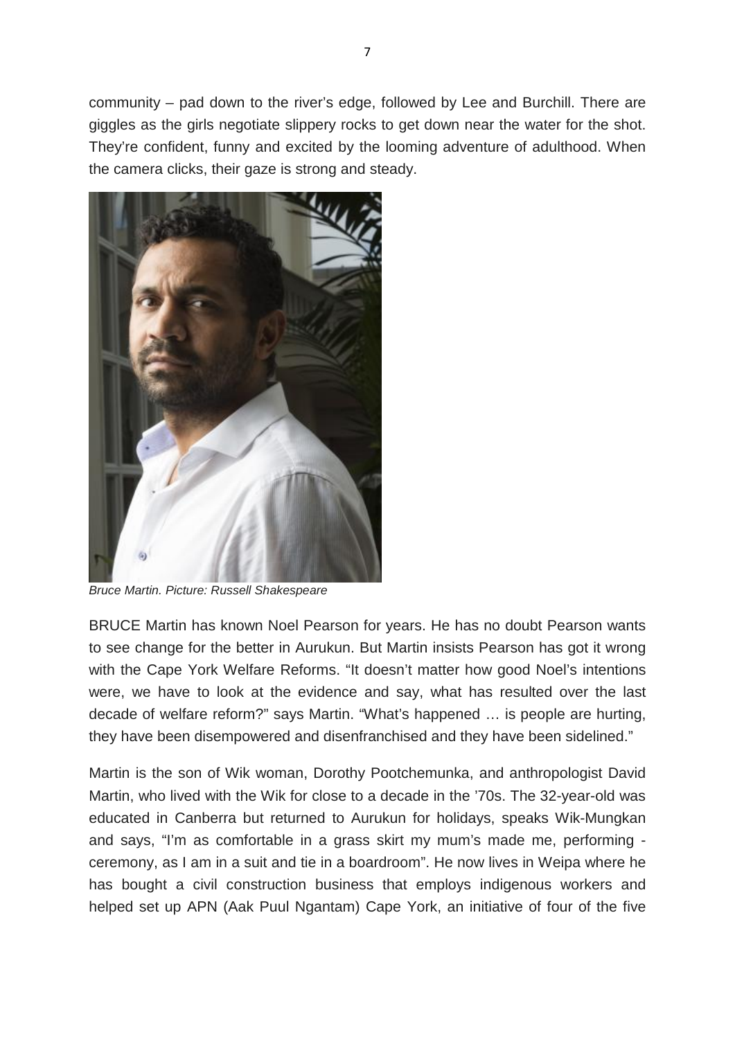community – pad down to the river's edge, followed by Lee and Burchill. There are giggles as the girls negotiate slippery rocks to get down near the water for the shot. They're confident, funny and excited by the looming adventure of adulthood. When the camera clicks, their gaze is strong and steady.

*Bruce Martin. Picture: Russell Shakespeare*

BRUCE Martin has known Noel Pearson for years. He has no doubt Pearson wants to see change for the better in Aurukun. But Martin insists Pearson has got it wrong with the Cape York Welfare Reforms. "It doesn't matter how good Noel's intentions were, we have to look at the evidence and say, what has resulted over the last decade of welfare reform?" says Martin. "What's happened … is people are hurting, they have been disempowered and disenfranchised and they have been sidelined."

Martin is the son of Wik woman, Dorothy Pootchemunka, and anthropologist David Martin, who lived with the Wik for close to a decade in the '70s. The 32-year-old was educated in Canberra but returned to Aurukun for holidays, speaks Wik-Mungkan and says, "I'm as comfortable in a grass skirt my mum's made me, performing - ceremony, as I am in a suit and tie in a boardroom". He now lives in Weipa where he has bought a civil construction business that employs indigenous workers and helped set up APN (Aak Puul Ngantam) Cape York, an initiative of four of the five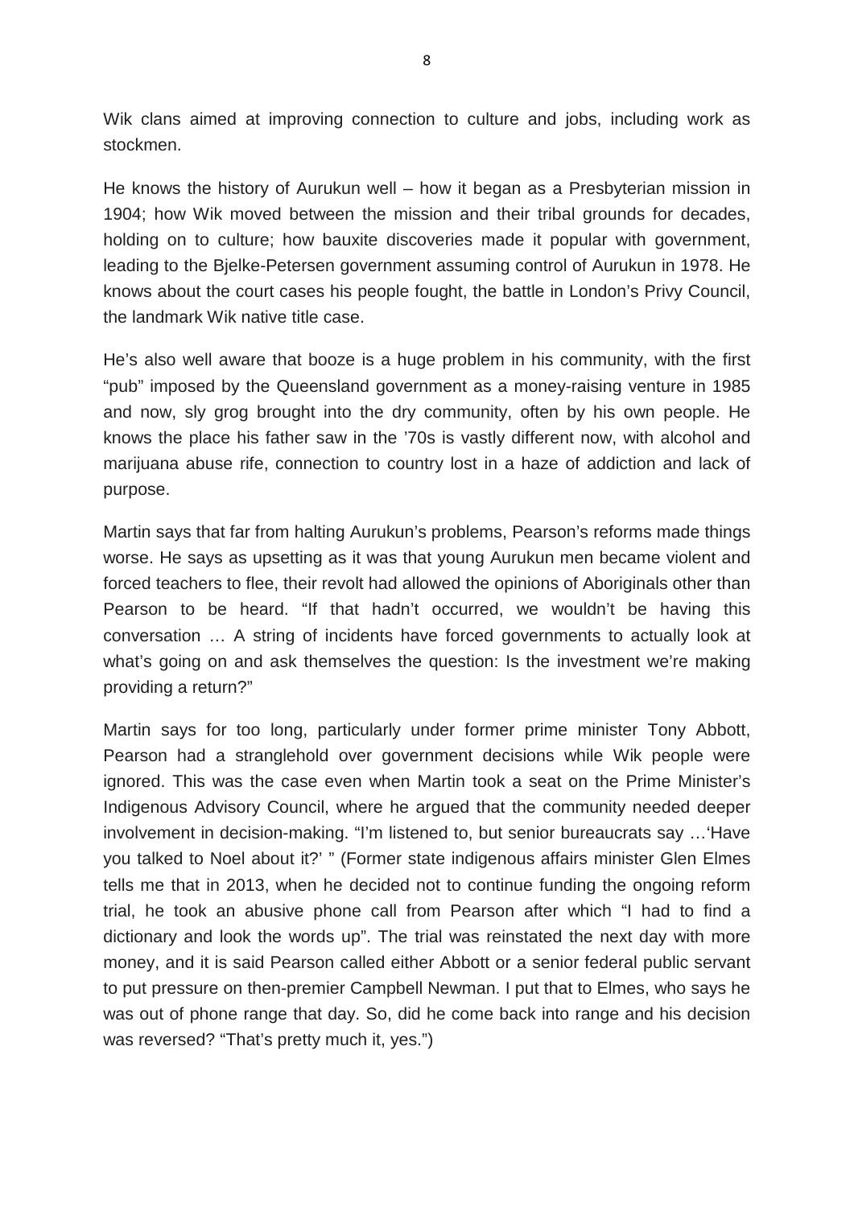Wik clans aimed at improving connection to culture and jobs, including work as stockmen.

He knows the history of Aurukun well – how it began as a Presbyterian mission in 1904; how Wik moved between the mission and their tribal grounds for decades, holding on to culture; how bauxite discoveries made it popular with government, leading to the Bjelke-Petersen government assuming control of Aurukun in 1978. He knows about the court cases his people fought, the battle in London's Privy Council, the landmark Wik native title case.

He's also well aware that booze is a huge problem in his community, with the first "pub" imposed by the Queensland government as a money-raising venture in 1985 and now, sly grog brought into the dry community, often by his own people. He knows the place his father saw in the '70s is vastly different now, with alcohol and marijuana abuse rife, connection to country lost in a haze of addiction and lack of purpose.

Martin says that far from halting Aurukun's problems, Pearson's reforms made things worse. He says as upsetting as it was that young Aurukun men became violent and forced teachers to flee, their revolt had allowed the opinions of Aboriginals other than Pearson to be heard. "If that hadn't occurred, we wouldn't be having this conversation … A string of incidents have forced governments to actually look at what's going on and ask themselves the question: Is the investment we're making providing a return?"

Martin says for too long, particularly under former prime minister Tony Abbott, Pearson had a stranglehold over government decisions while Wik people were ignored. This was the case even when Martin took a seat on the Prime Minister's Indigenous Advisory Council, where he argued that the community needed deeper involvement in decision-making. "I'm listened to, but senior bureaucrats say …'Have you talked to Noel about it?' " (Former state indigenous affairs minister Glen Elmes tells me that in 2013, when he decided not to continue funding the ongoing reform trial, he took an abusive phone call from Pearson after which "I had to find a dictionary and look the words up". The trial was reinstated the next day with more money, and it is said Pearson called either Abbott or a senior federal public servant to put pressure on then-premier Campbell Newman. I put that to Elmes, who says he was out of phone range that day. So, did he come back into range and his decision was reversed? "That's pretty much it, yes.")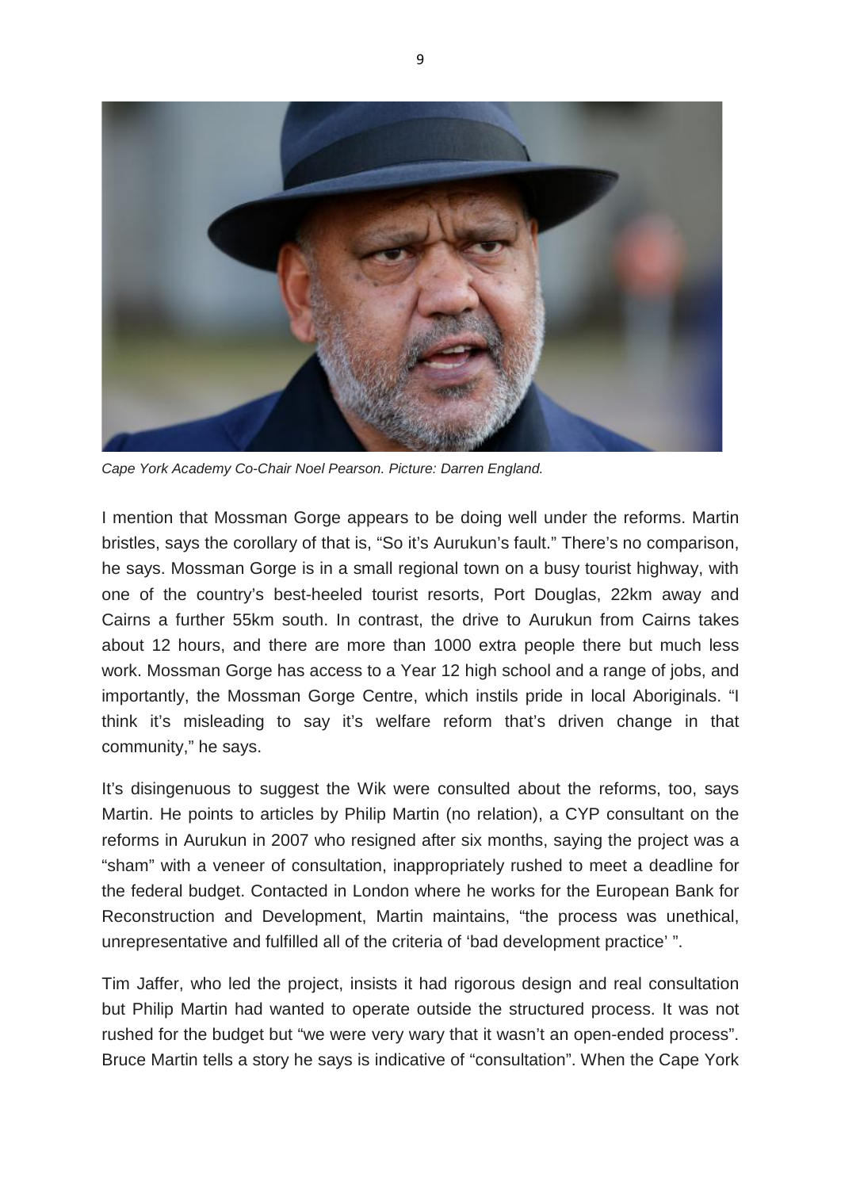*Cape York Academy Co-Chair Noel Pearson. Picture: Darren England.*

I mention that Mossman Gorge appears to be doing well under the reforms. Martin bristles, says the corollary of that is, "So it's Aurukun's fault." There's no comparison, he says. Mossman Gorge is in a small regional town on a busy tourist highway, with one of the country's best-heeled tourist resorts, Port Douglas, 22km away and Cairns a further 55km south. In contrast, the drive to Aurukun from Cairns takes about 12 hours, and there are more than 1000 extra people there but much less work. Mossman Gorge has access to a Year 12 high school and a range of jobs, and importantly, the Mossman Gorge Centre, which instils pride in local Aboriginals. "I think it's misleading to say it's welfare reform that's driven change in that community," he says.

It's disingenuous to suggest the Wik were consulted about the reforms, too, says Martin. He points to articles by Philip Martin (no relation), a CYP consultant on the reforms in Aurukun in 2007 who resigned after six months, saying the project was a "sham" with a veneer of consultation, inappropriately rushed to meet a deadline for the federal budget. Contacted in London where he works for the European Bank for Reconstruction and Development, Martin maintains, "the process was unethical, unrepresentative and fulfilled all of the criteria of 'bad development practice' ".

Tim Jaffer, who led the project, insists it had rigorous design and real consultation but Philip Martin had wanted to operate outside the structured process. It was not rushed for the budget but "we were very wary that it wasn't an open-ended process". Bruce Martin tells a story he says is indicative of "consultation". When the Cape York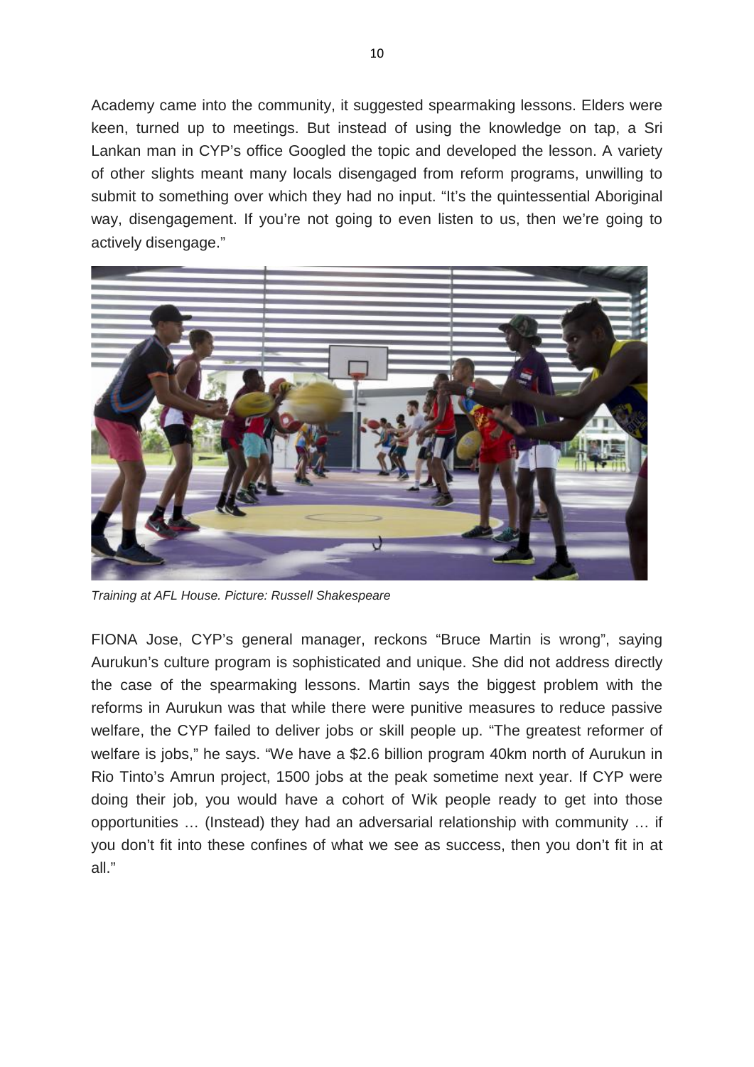Academy came into the community, it suggested spearmaking lessons. Elders were keen, turned up to meetings. But instead of using the knowledge on tap, a Sri Lankan man in CYP's office Googled the topic and developed the lesson. A variety of other slights meant many locals disengaged from reform programs, unwilling to submit to something over which they had no input. "It's the quintessential Aboriginal way, disengagement. If you're not going to even listen to us, then we're going to actively disengage."

*Training at AFL House. Picture: Russell Shakespeare*

FIONA Jose, CYP's general manager, reckons "Bruce Martin is wrong", saying Aurukun's culture program is sophisticated and unique. She did not address directly the case of the spearmaking lessons. Martin says the biggest problem with the reforms in Aurukun was that while there were punitive measures to reduce passive welfare, the CYP failed to deliver jobs or skill people up. "The greatest reformer of welfare is jobs," he says. "We have a $2.6 billion program 40km north of Aurukun in Rio Tinto's Amrun project, 1500 jobs at the peak sometime next year. If CYP were doing their job, you would have a cohort of Wik people ready to get into those opportunities … (Instead) they had an adversarial relationship with community … if you don't fit into these confines of what we see as success, then you don't fit in at all."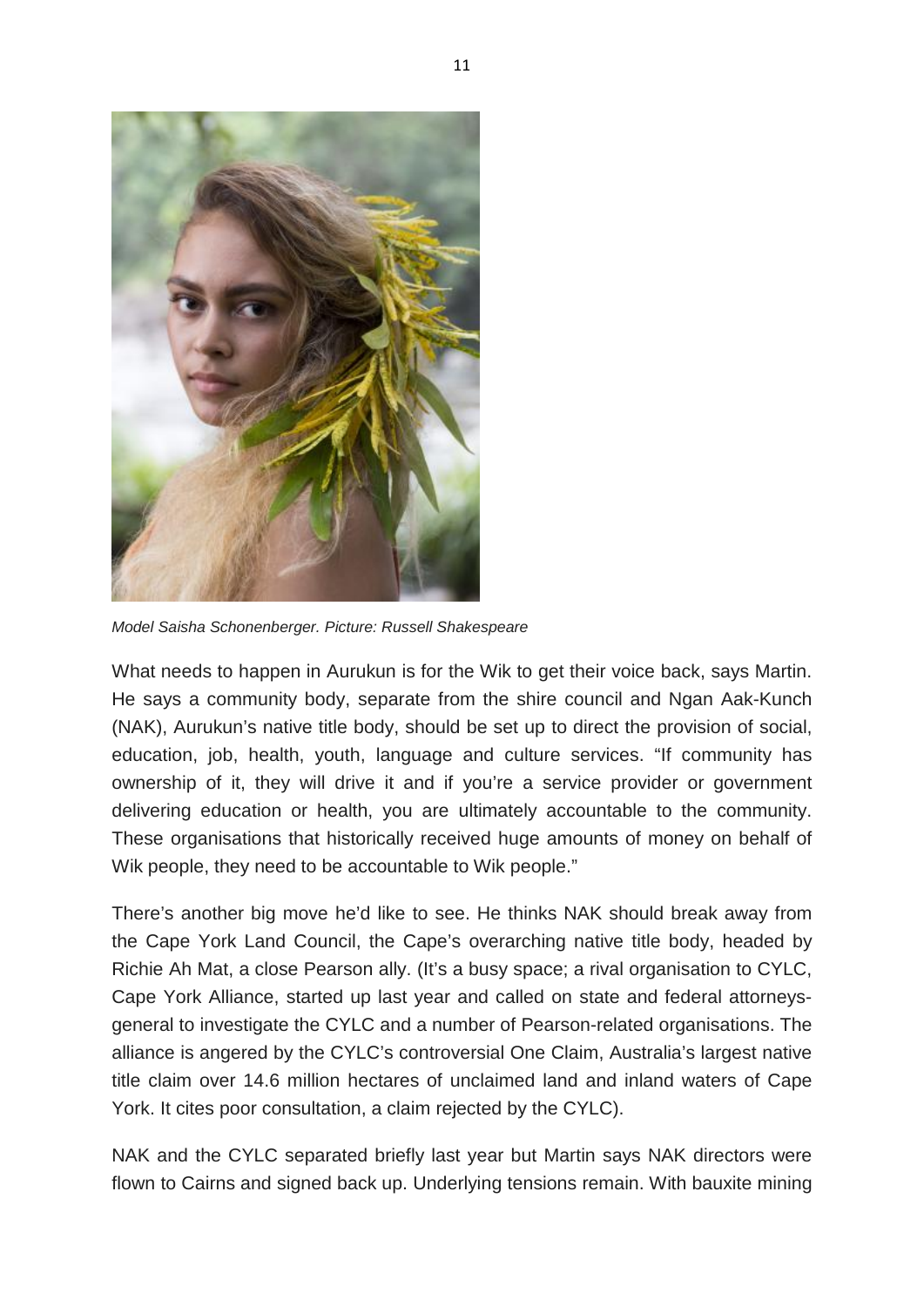*Model Saisha Schonenberger. Picture: Russell Shakespeare*

What needs to happen in Aurukun is for the Wik to get their voice back, says Martin. He says a community body, separate from the shire council and Ngan Aak-Kunch (NAK), Aurukun's native title body, should be set up to direct the provision of social, education, job, health, youth, language and culture services. "If community has ownership of it, they will drive it and if you're a service provider or government delivering education or health, you are ultimately accountable to the community. These organisations that historically received huge amounts of money on behalf of Wik people, they need to be accountable to Wik people."

There's another big move he'd like to see. He thinks NAK should break away from the Cape York Land Council, the Cape's overarching native title body, headed by Richie Ah Mat, a close Pearson ally. (It's a busy space; a rival organisation to CYLC, Cape York Alliance, started up last year and called on state and federal attorneys-general to investigate the CYLC and a number of Pearson-related organisations. The alliance is angered by the CYLC's controversial One Claim, Australia's largest native title claim over 14.6 million hectares of unclaimed land and inland waters of Cape York. It cites poor consultation, a claim rejected by the CYLC).

NAK and the CYLC separated briefly last year but Martin says NAK directors were flown to Cairns and signed back up. Underlying tensions remain. With bauxite mining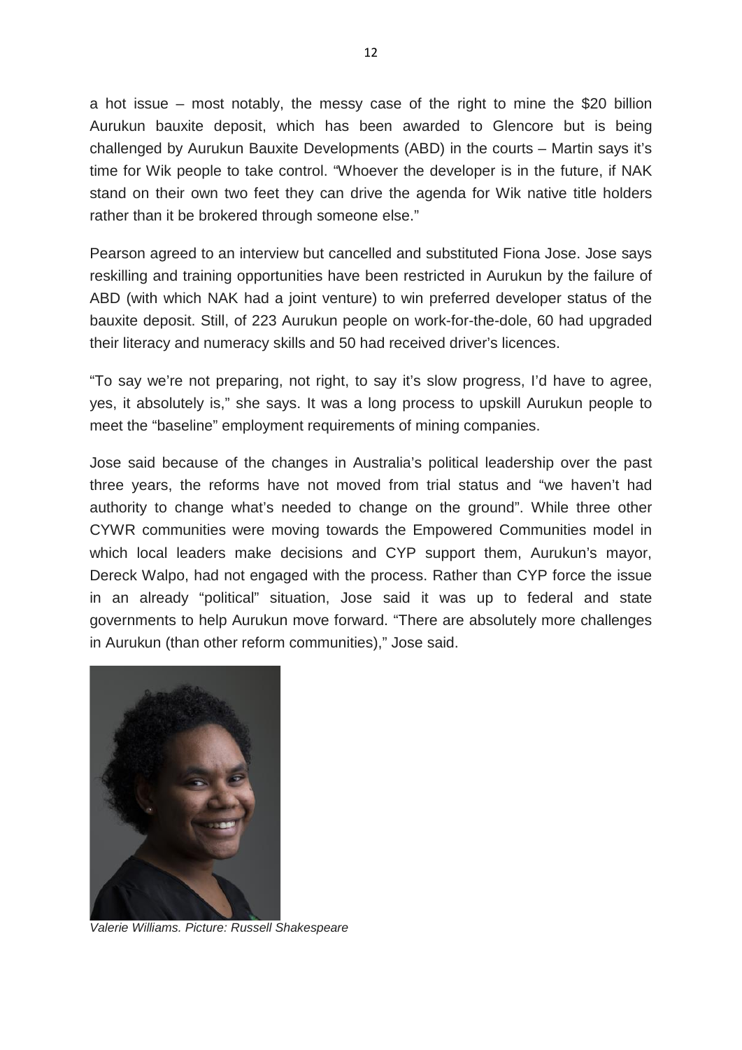a hot issue – most notably, the messy case of the right to mine the $20 billion Aurukun bauxite deposit, which has been awarded to Glencore but is being challenged by Aurukun Bauxite Developments (ABD) in the courts – Martin says it's time for Wik people to take control. "Whoever the developer is in the future, if NAK stand on their own two feet they can drive the agenda for Wik native title holders rather than it be brokered through someone else."

Pearson agreed to an interview but cancelled and substituted Fiona Jose. Jose says reskilling and training opportunities have been restricted in Aurukun by the failure of ABD (with which NAK had a joint venture) to win preferred developer status of the bauxite deposit. Still, of 223 Aurukun people on work-for-the-dole, 60 had upgraded their literacy and numeracy skills and 50 had received driver's licences.

"To say we're not preparing, not right, to say it's slow progress, I'd have to agree, yes, it absolutely is," she says. It was a long process to upskill Aurukun people to meet the "baseline" employment requirements of mining companies.

Jose said because of the changes in Australia's political leadership over the past three years, the reforms have not moved from trial status and "we haven't had authority to change what's needed to change on the ground". While three other CYWR communities were moving towards the Empowered Communities model in which local leaders make decisions and CYP support them, Aurukun's mayor, Dereck Walpo, had not engaged with the process. Rather than CYP force the issue in an already "political" situation, Jose said it was up to federal and state governments to help Aurukun move forward. "There are absolutely more challenges in Aurukun (than other reform communities)," Jose said.

*Valerie Williams. Picture: Russell Shakespeare*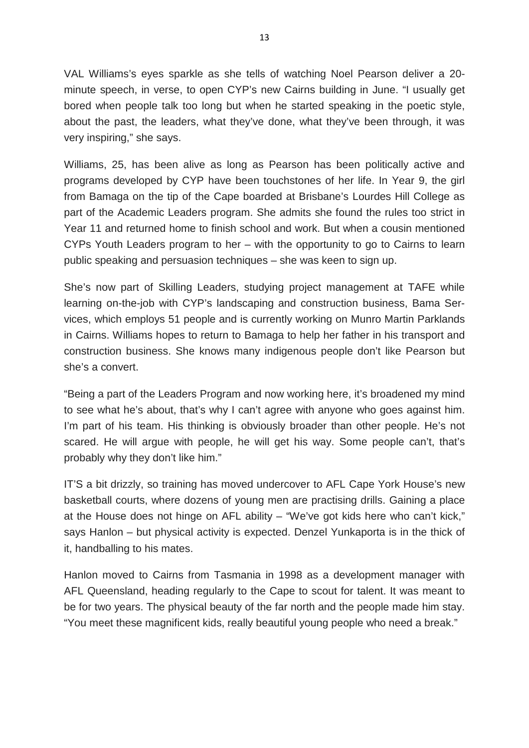VAL Williams's eyes sparkle as she tells of watching Noel Pearson deliver a 20-minute speech, in verse, to open CYP's new Cairns building in June. "I usually get bored when people talk too long but when he started speaking in the poetic style, about the past, the leaders, what they've done, what they've been through, it was very inspiring," she says.

Williams, 25, has been alive as long as Pearson has been politically active and programs developed by CYP have been touchstones of her life. In Year 9, the girl from Bamaga on the tip of the Cape boarded at Brisbane's Lourdes Hill College as part of the Academic Leaders program. She admits she found the rules too strict in Year 11 and returned home to finish school and work. But when a cousin mentioned CYPs Youth Leaders program to her – with the opportunity to go to Cairns to learn public speaking and persuasion techniques – she was keen to sign up.

She's now part of Skilling Leaders, studying project management at TAFE while learning on-the-job with CYP's landscaping and construction business, Bama Services, which employs 51 people and is currently working on Munro Martin Parklands in Cairns. Williams hopes to return to Bamaga to help her father in his transport and construction business. She knows many indigenous people don't like Pearson but she's a convert.

"Being a part of the Leaders Program and now working here, it's broadened my mind to see what he's about, that's why I can't agree with anyone who goes against him. I'm part of his team. His thinking is obviously broader than other people. He's not scared. He will argue with people, he will get his way. Some people can't, that's probably why they don't like him."

IT'S a bit drizzly, so training has moved undercover to AFL Cape York House's new basketball courts, where dozens of young men are practising drills. Gaining a place at the House does not hinge on AFL ability – "We've got kids here who can't kick," says Hanlon – but physical activity is expected. Denzel Yunkaporta is in the thick of it, handballing to his mates.

Hanlon moved to Cairns from Tasmania in 1998 as a development manager with AFL Queensland, heading regularly to the Cape to scout for talent. It was meant to be for two years. The physical beauty of the far north and the people made him stay. "You meet these magnificent kids, really beautiful young people who need a break."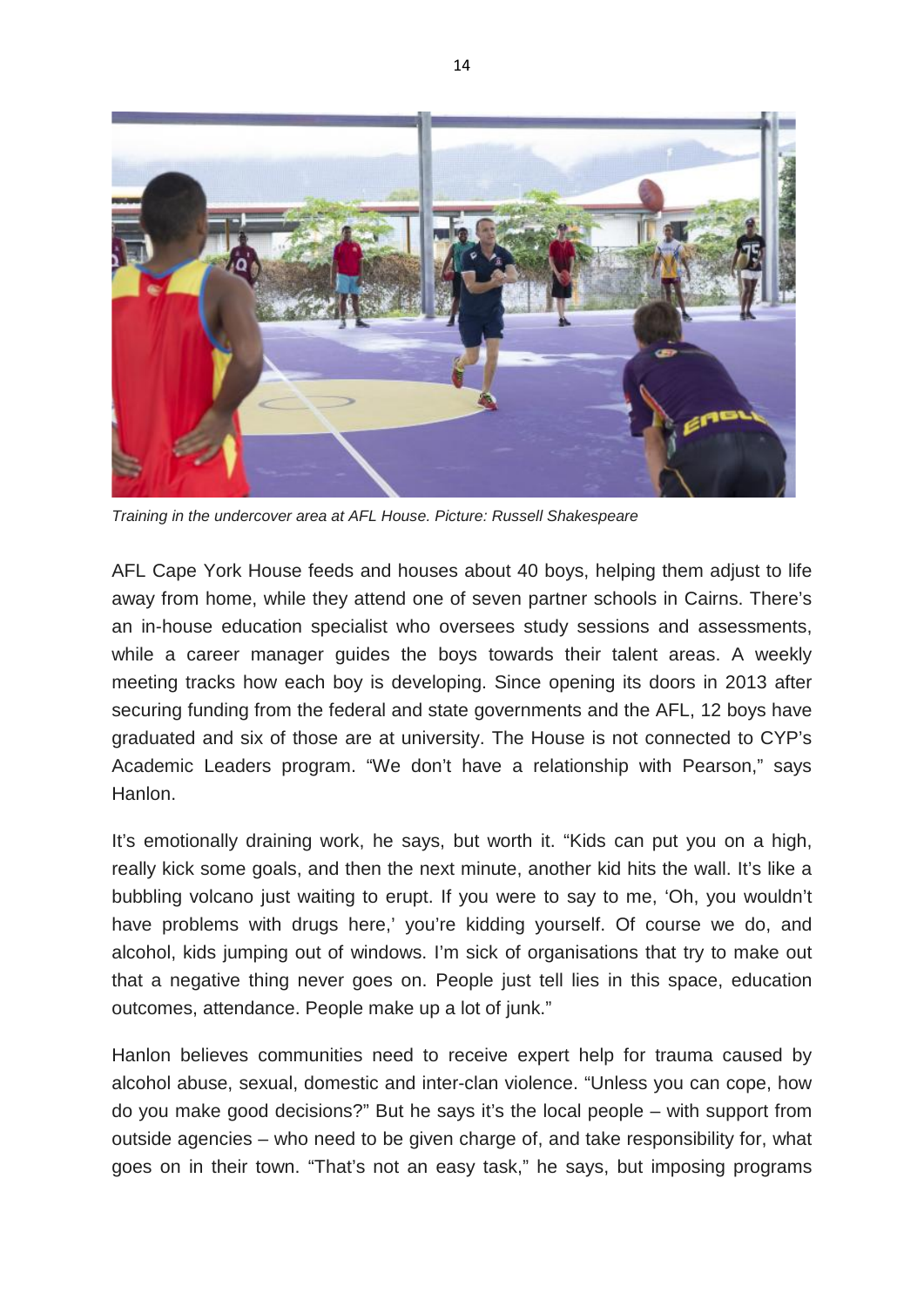*Training in the undercover area at AFL House. Picture: Russell Shakespeare*

AFL Cape York House feeds and houses about 40 boys, helping them adjust to life away from home, while they attend one of seven partner schools in Cairns. There's an in-house education specialist who oversees study sessions and assessments, while a career manager guides the boys towards their talent areas. A weekly meeting tracks how each boy is developing. Since opening its doors in 2013 after securing funding from the federal and state governments and the AFL, 12 boys have graduated and six of those are at university. The House is not connected to CYP's Academic Leaders program. "We don't have a relationship with Pearson," says Hanlon.

It's emotionally draining work, he says, but worth it. "Kids can put you on a high, really kick some goals, and then the next minute, another kid hits the wall. It's like a bubbling volcano just waiting to erupt. If you were to say to me, 'Oh, you wouldn't have problems with drugs here,' you're kidding yourself. Of course we do, and alcohol, kids jumping out of windows. I'm sick of organisations that try to make out that a negative thing never goes on. People just tell lies in this space, education outcomes, attendance. People make up a lot of junk."

Hanlon believes communities need to receive expert help for trauma caused by alcohol abuse, sexual, domestic and inter-clan violence. "Unless you can cope, how do you make good decisions?" But he says it's the local people – with support from outside agencies – who need to be given charge of, and take responsibility for, what goes on in their town. "That's not an easy task," he says, but imposing programs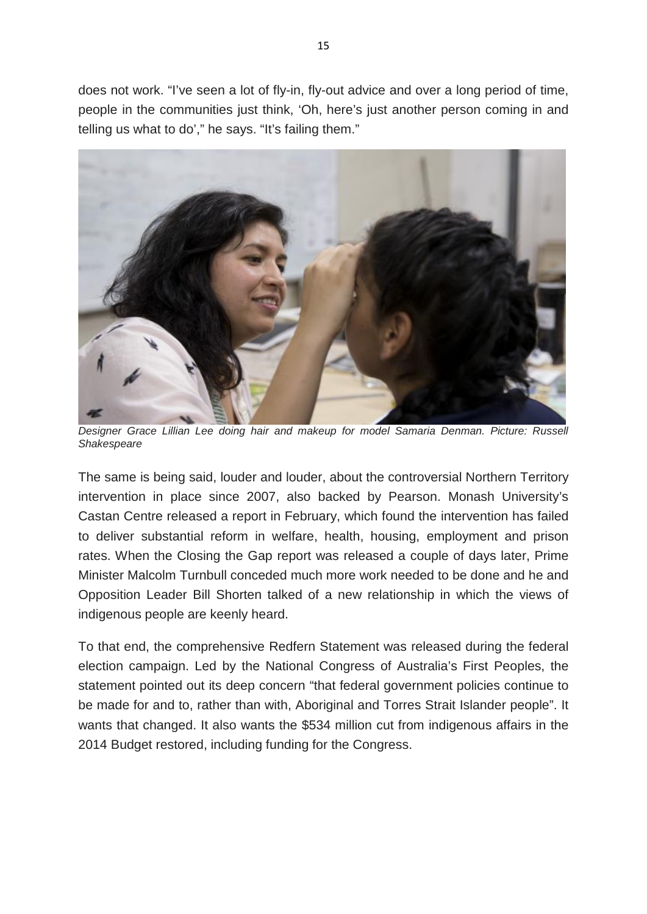does not work. "I've seen a lot of fly-in, fly-out advice and over a long period of time, people in the communities just think, 'Oh, here's just another person coming in and telling us what to do'," he says. "It's failing them."

*Designer Grace Lillian Lee doing hair and makeup for model Samaria Denman. Picture: Russell Shakespeare*

The same is being said, louder and louder, about the controversial Northern Territory intervention in place since 2007, also backed by Pearson. Monash University's Castan Centre released a report in February, which found the intervention has failed to deliver substantial reform in welfare, health, housing, employment and prison rates. When the Closing the Gap report was released a couple of days later, Prime Minister Malcolm Turnbull conceded much more work needed to be done and he and Opposition Leader Bill Shorten talked of a new relationship in which the views of indigenous people are keenly heard.

To that end, the comprehensive Redfern Statement was released during the federal election campaign. Led by the National Congress of Australia's First Peoples, the statement pointed out its deep concern "that federal government policies continue to be made for and to, rather than with, Aboriginal and Torres Strait Islander people". It wants that changed. It also wants the $534 million cut from indigenous affairs in the 2014 Budget restored, including funding for the Congress.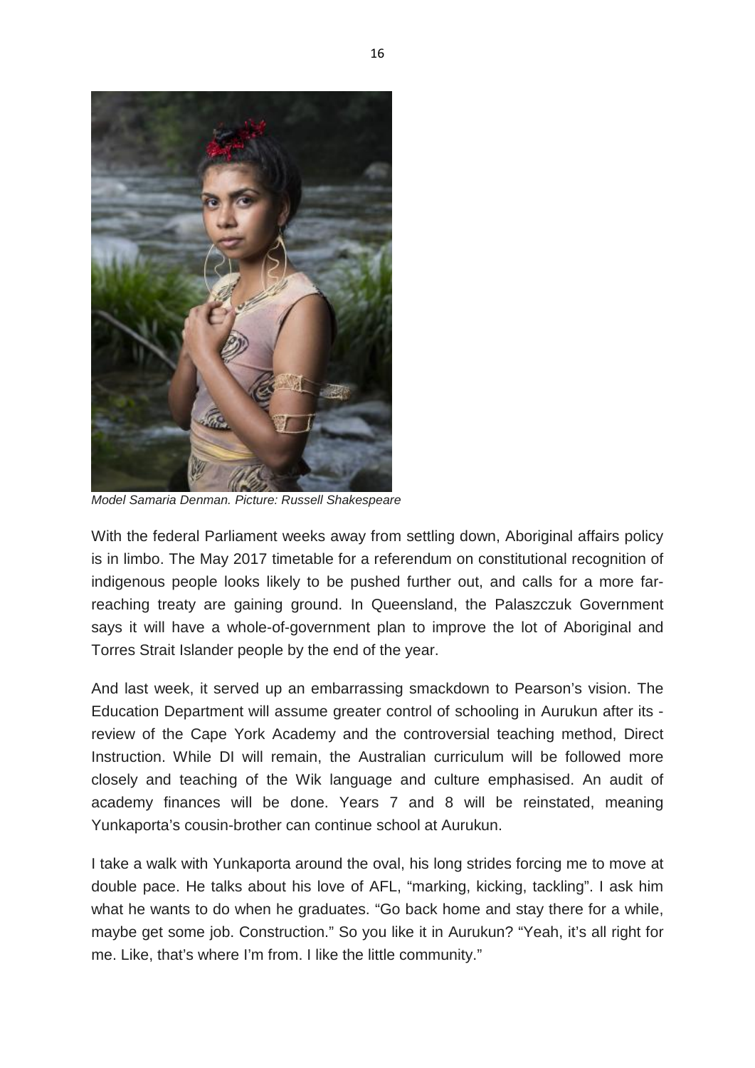*Model Samaria Denman. Picture: Russell Shakespeare*

With the federal Parliament weeks away from settling down, Aboriginal affairs policy is in limbo. The May 2017 timetable for a referendum on constitutional recognition of indigenous people looks likely to be pushed further out, and calls for a more far-reaching treaty are gaining ground. In Queensland, the Palaszczuk Government says it will have a whole-of-government plan to improve the lot of Aboriginal and Torres Strait Islander people by the end of the year.

And last week, it served up an embarrassing smackdown to Pearson's vision. The Education Department will assume greater control of schooling in Aurukun after its - review of the Cape York Academy and the controversial teaching method, Direct Instruction. While DI will remain, the Australian curriculum will be followed more closely and teaching of the Wik language and culture emphasised. An audit of academy finances will be done. Years 7 and 8 will be reinstated, meaning Yunkaporta's cousin-brother can continue school at Aurukun.

I take a walk with Yunkaporta around the oval, his long strides forcing me to move at double pace. He talks about his love of AFL, "marking, kicking, tackling". I ask him what he wants to do when he graduates. "Go back home and stay there for a while, maybe get some job. Construction." So you like it in Aurukun? "Yeah, it's all right for me. Like, that's where I'm from. I like the little community."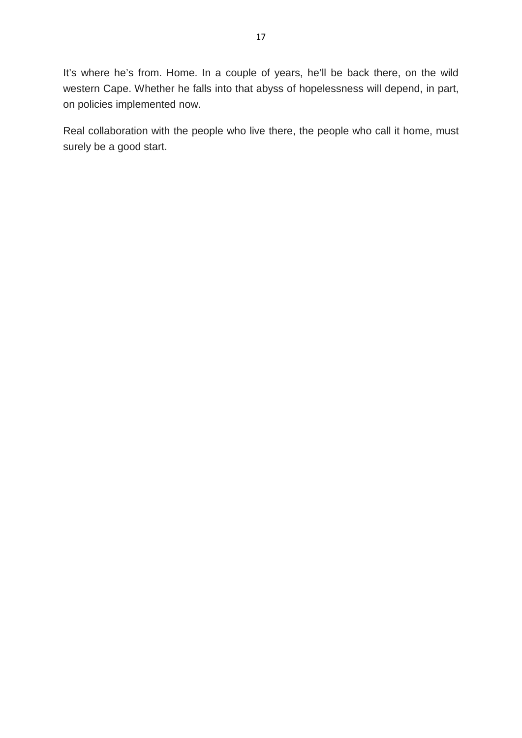It's where he's from. Home. In a couple of years, he'll be back there, on the wild western Cape. Whether he falls into that abyss of hopelessness will depend, in part, on policies implemented now.

Real collaboration with the people who live there, the people who call it home, must surely be a good start.